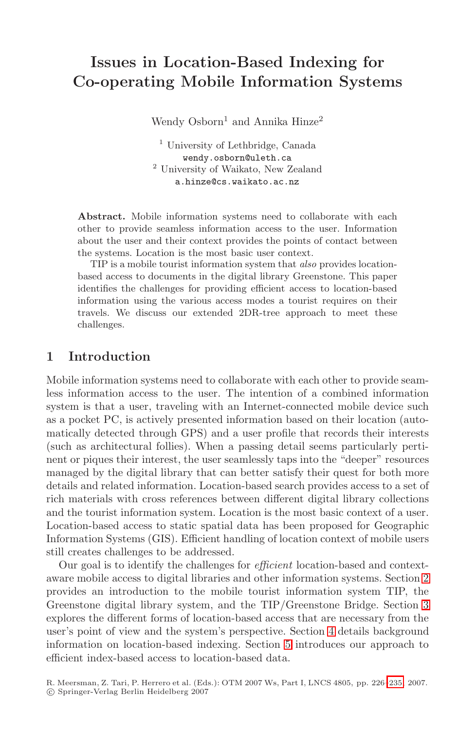# Issues in Location-Based Indexing for Co-operating Mobile Information Systems

Wendy Osborn[1] and Annika Hinze[2]

[1] University of Lethbridge, Canada
wendy.osborn@uleth.ca

[2] University of Waikato, New Zealand
a.hinze@cs.waikato.ac.nz

**Abstract.** Mobile information systems need to collaborate with each other to provide seamless information access to the user. Information about the user and their context provides the points of contact between the systems. Location is the most basic user context.

TIP is a mobile tourist information system that *also* provides location-based access to documents in the digital library Greenstone. This paper identifies the challenges for providing efficient access to location-based information using the various access modes a tourist requires on their travels. We discuss our extended 2DR-tree approach to meet these challenges.

## 1 Introduction

Mobile information systems need to collaborate with each other to provide seamless information access to the user. The intention of a combined information system is that a user, traveling with an Internet-connected mobile device such as a pocket PC, is actively presented information based on their location (automatically detected through GPS) and a user profile that records their interests (such as architectural follies). When a passing detail seems particularly pertinent or piques their interest, the user seamlessly taps into the "deeper" resources managed by the digital library that can better satisfy their quest for both more details and related information. Location-based search provides access to a set of rich materials with cross references between different digital library collections and the tourist information system. Location is the most basic context of a user. Location-based access to static spatial data has been proposed for Geographic Information Systems (GIS). Efficient handling of location context of mobile users still creates challenges to be addressed.

Our goal is to identify the challenges for *efficient* location-based and context-aware mobile access to digital libraries and other information systems. Section 2 provides an introduction to the mobile tourist information system TIP, the Greenstone digital library system, and the TIP/Greenstone Bridge. Section 3 explores the different forms of location-based access that are necessary from the user's point of view and the system's perspective. Section 4 details background information on location-based indexing. Section 5 introduces our approach to efficient index-based access to location-based data.

R. Meersman, Z. Tari, P. Herrero et al. (Eds.): OTM 2007 Ws, Part I, LNCS 4805, pp. 226–235, 2007.
© Springer-Verlag Berlin Heidelberg 2007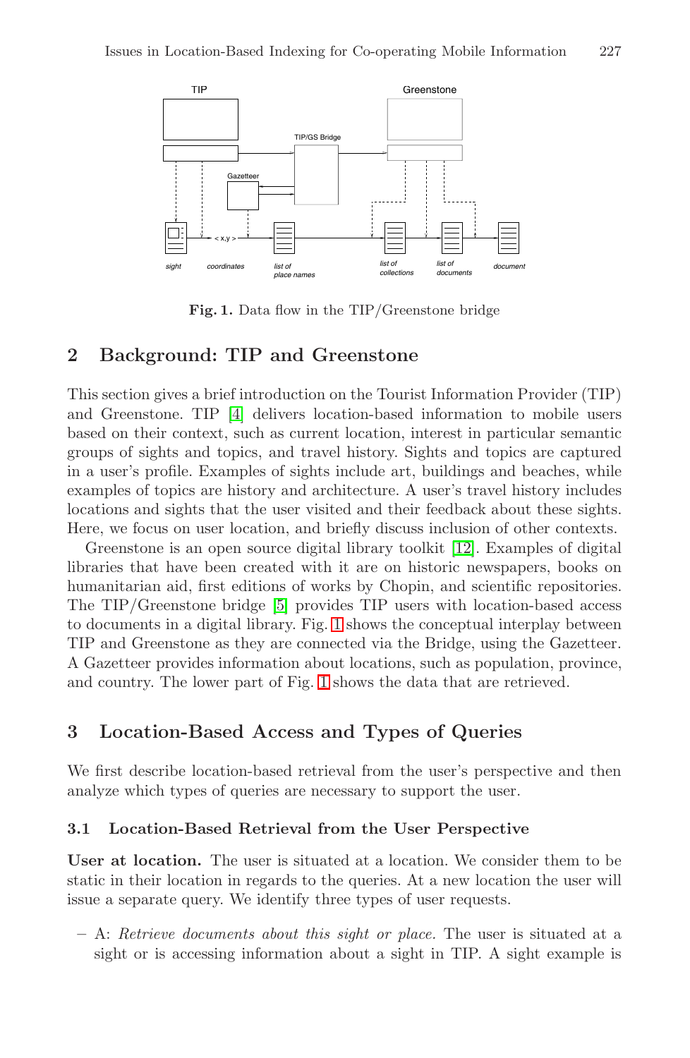Fig. 1. Data flow in the TIP/Greenstone bridge

## 2 Background: TIP and Greenstone

This section gives a brief introduction on the Tourist Information Provider (TIP) and Greenstone. TIP [4] delivers location-based information to mobile users based on their context, such as current location, interest in particular semantic groups of sights and topics, and travel history. Sights and topics are captured in a user's profile. Examples of sights include art, buildings and beaches, while examples of topics are history and architecture. A user's travel history includes locations and sights that the user visited and their feedback about these sights. Here, we focus on user location, and briefly discuss inclusion of other contexts.

Greenstone is an open source digital library toolkit [12]. Examples of digital libraries that have been created with it are on historic newspapers, books on humanitarian aid, first editions of works by Chopin, and scientific repositories. The TIP/Greenstone bridge [5] provides TIP users with location-based access to documents in a digital library. Fig. 1 shows the conceptual interplay between TIP and Greenstone as they are connected via the Bridge, using the Gazetteer. A Gazetteer provides information about locations, such as population, province, and country. The lower part of Fig. 1 shows the data that are retrieved.

## 3 Location-Based Access and Types of Queries

We first describe location-based retrieval from the user's perspective and then analyze which types of queries are necessary to support the user.

### 3.1 Location-Based Retrieval from the User Perspective

**User at location.** The user is situated at a location. We consider them to be static in their location in regards to the queries. At a new location the user will issue a separate query. We identify three types of user requests.

- A: *Retrieve documents about this sight or place.* The user is situated at a sight or is accessing information about a sight in TIP. A sight example is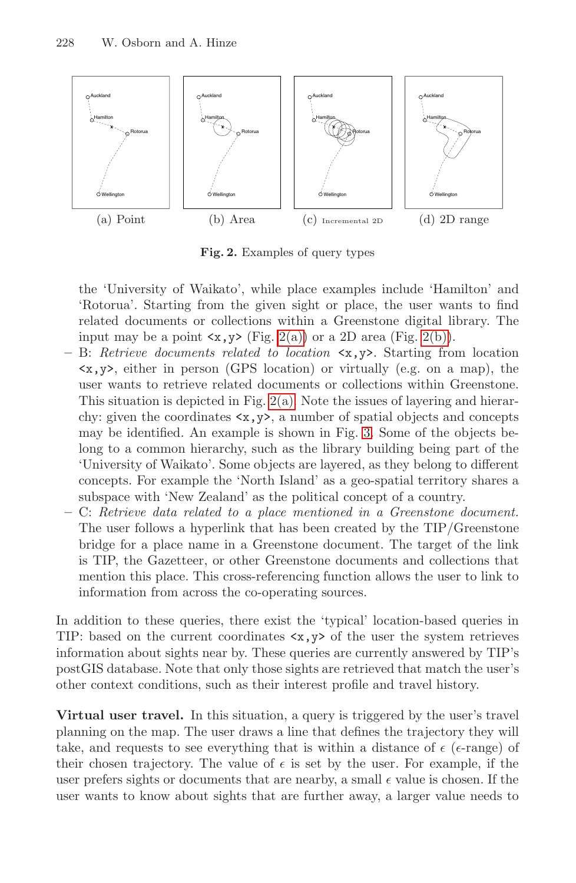Auckland
Hamilton
Rotorua
Wellington

(a) Point

Auckland
Hamilton
Rotorua
Wellington

(b) Area

Auckland
Hamilton
Rotorua
Wellington

(c) Incremental 2D

Auckland
Hamilton
Rotorua
Wellington

(d) 2D range

**Fig. 2.** Examples of query types

the 'University of Waikato', while place examples include 'Hamilton' and 'Rotorua'. Starting from the given sight or place, the user wants to find related documents or collections within a Greenstone digital library. The input may be a point `<x,y>` (Fig. 2(a)) or a 2D area (Fig. 2(b)).

- B: *Retrieve documents related to location* `<x,y>`. Starting from location `<x,y>`, either in person (GPS location) or virtually (e.g. on a map), the user wants to retrieve related documents or collections within Greenstone. This situation is depicted in Fig. 2(a). Note the issues of layering and hierarchy: given the coordinates `<x,y>`, a number of spatial objects and concepts may be identified. An example is shown in Fig. 3. Some of the objects belong to a common hierarchy, such as the library building being part of the 'University of Waikato'. Some objects are layered, as they belong to different concepts. For example the 'North Island' as a geo-spatial territory shares a subspace with 'New Zealand' as the political concept of a country.
- C: *Retrieve data related to a place mentioned in a Greenstone document.* The user follows a hyperlink that has been created by the TIP/Greenstone bridge for a place name in a Greenstone document. The target of the link is TIP, the Gazetteer, or other Greenstone documents and collections that mention this place. This cross-referencing function allows the user to link to information from across the co-operating sources.

In addition to these queries, there exist the 'typical' location-based queries in TIP: based on the current coordinates `<x,y>` of the user the system retrieves information about sights near by. These queries are currently answered by TIP's postGIS database. Note that only those sights are retrieved that match the user's other context conditions, such as their interest profile and travel history.

**Virtual user travel.** In this situation, a query is triggered by the user's travel planning on the map. The user draws a line that defines the trajectory they will take, and requests to see everything that is within a distance of $\epsilon$ ($\epsilon$-range) of their chosen trajectory. The value of $\epsilon$ is set by the user. For example, if the user prefers sights or documents that are nearby, a small $\epsilon$ value is chosen. If the user wants to know about sights that are further away, a larger value needs to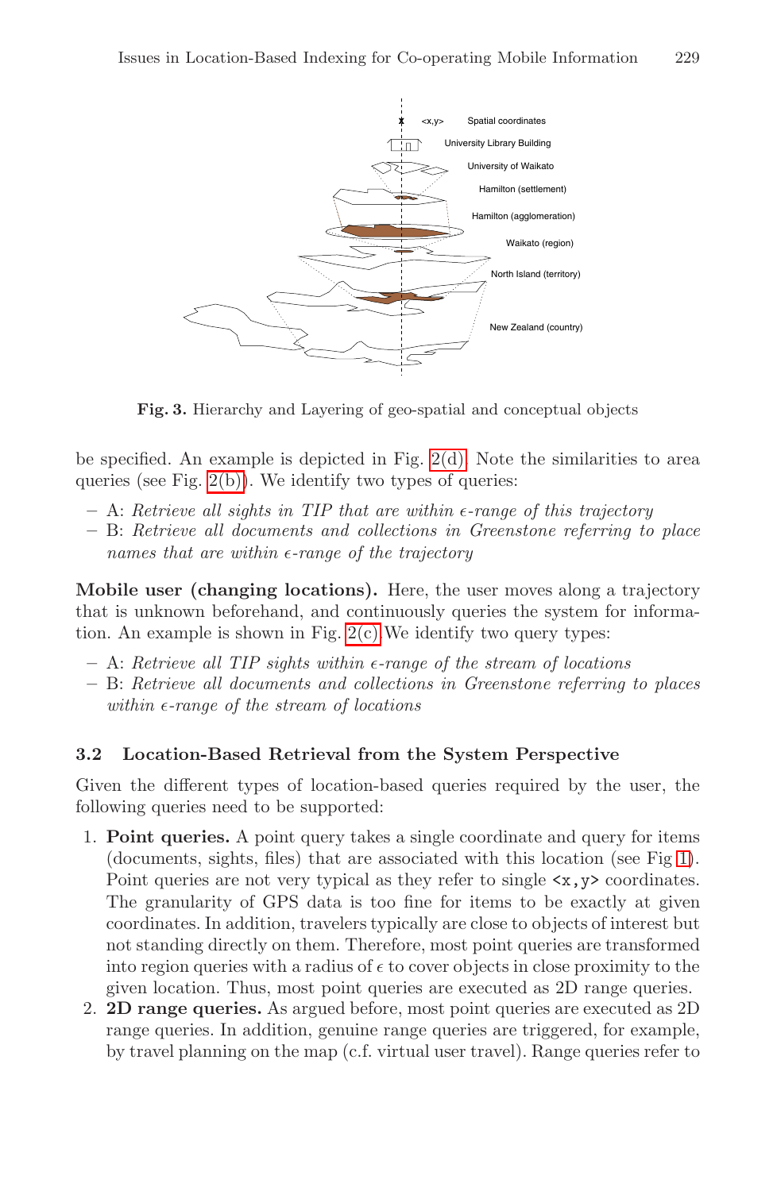Fig. 3. Hierarchy and Layering of geo-spatial and conceptual objects

be specified. An example is depicted in Fig. 2(d). Note the similarities to area queries (see Fig. 2(b)). We identify two types of queries:

- A: *Retrieve all sights in TIP that are within $\epsilon$-range of this trajectory*
- B: *Retrieve all documents and collections in Greenstone referring to place names that are within $\epsilon$-range of the trajectory*

**Mobile user (changing locations).** Here, the user moves along a trajectory that is unknown beforehand, and continuously queries the system for information. An example is shown in Fig. 2(c). We identify two query types:

- A: *Retrieve all TIP sights within $\epsilon$-range of the stream of locations*
- B: *Retrieve all documents and collections in Greenstone referring to places within $\epsilon$-range of the stream of locations*

### 3.2 Location-Based Retrieval from the System Perspective

Given the different types of location-based queries required by the user, the following queries need to be supported:

1. **Point queries.** A point query takes a single coordinate and query for items (documents, sights, files) that are associated with this location (see Fig 1). Point queries are not very typical as they refer to single `<x,y>` coordinates. The granularity of GPS data is too fine for items to be exactly at given coordinates. In addition, travelers typically are close to objects of interest but not standing directly on them. Therefore, most point queries are transformed into region queries with a radius of $\epsilon$ to cover objects in close proximity to the given location. Thus, most point queries are executed as 2D range queries.
2. **2D range queries.** As argued before, most point queries are executed as 2D range queries. In addition, genuine range queries are triggered, for example, by travel planning on the map (c.f. virtual user travel). Range queries refer to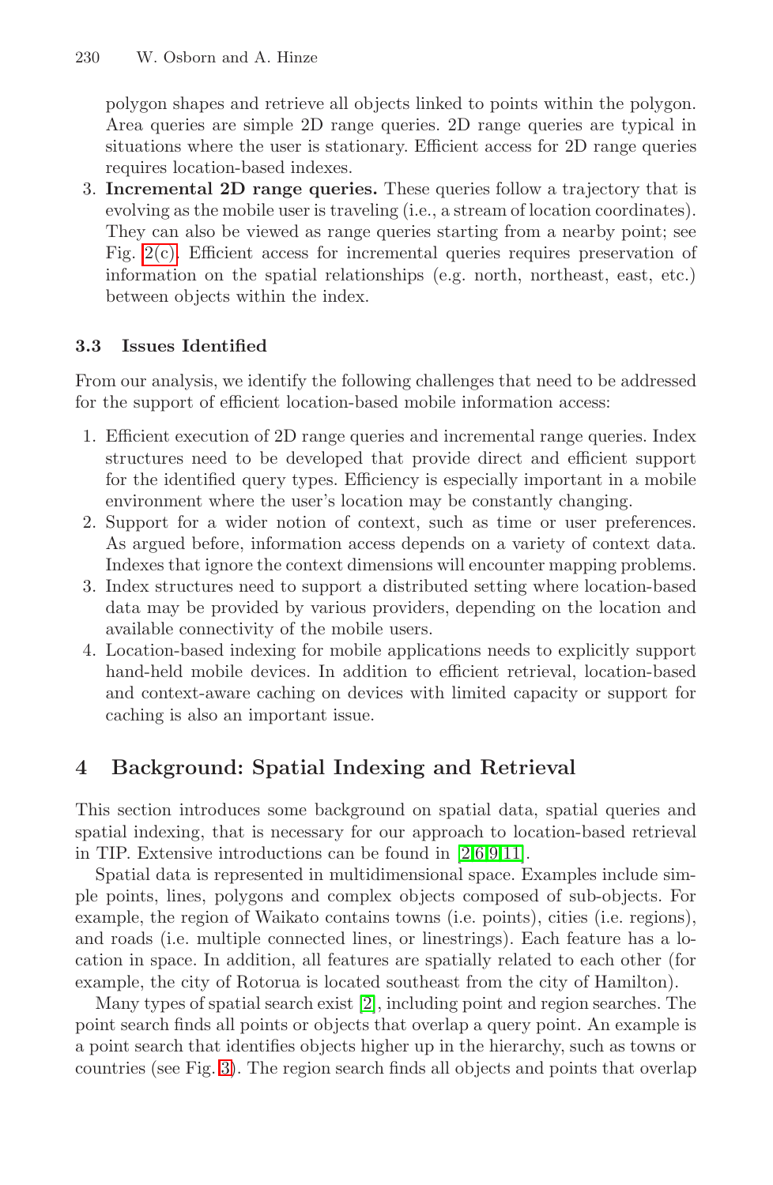polygon shapes and retrieve all objects linked to points within the polygon. Area queries are simple 2D range queries. 2D range queries are typical in situations where the user is stationary. Efficient access for 2D range queries requires location-based indexes.

3. **Incremental 2D range queries.** These queries follow a trajectory that is evolving as the mobile user is traveling (i.e., a stream of location coordinates). They can also be viewed as range queries starting from a nearby point; see Fig. 2(c). Efficient access for incremental queries requires preservation of information on the spatial relationships (e.g. north, northeast, east, etc.) between objects within the index.

### 3.3 Issues Identified

From our analysis, we identify the following challenges that need to be addressed for the support of efficient location-based mobile information access:

1. Efficient execution of 2D range queries and incremental range queries. Index structures need to be developed that provide direct and efficient support for the identified query types. Efficiency is especially important in a mobile environment where the user's location may be constantly changing.
2. Support for a wider notion of context, such as time or user preferences. As argued before, information access depends on a variety of context data. Indexes that ignore the context dimensions will encounter mapping problems.
3. Index structures need to support a distributed setting where location-based data may be provided by various providers, depending on the location and available connectivity of the mobile users.
4. Location-based indexing for mobile applications needs to explicitly support hand-held mobile devices. In addition to efficient retrieval, location-based and context-aware caching on devices with limited capacity or support for caching is also an important issue.

## 4 Background: Spatial Indexing and Retrieval

This section introduces some background on spatial data, spatial queries and spatial indexing, that is necessary for our approach to location-based retrieval in TIP. Extensive introductions can be found in [2,6,9,11].

Spatial data is represented in multidimensional space. Examples include simple points, lines, polygons and complex objects composed of sub-objects. For example, the region of Waikato contains towns (i.e. points), cities (i.e. regions), and roads (i.e. multiple connected lines, or linestrings). Each feature has a location in space. In addition, all features are spatially related to each other (for example, the city of Rotorua is located southeast from the city of Hamilton).

Many types of spatial search exist [2], including point and region searches. The point search finds all points or objects that overlap a query point. An example is a point search that identifies objects higher up in the hierarchy, such as towns or countries (see Fig. 3). The region search finds all objects and points that overlap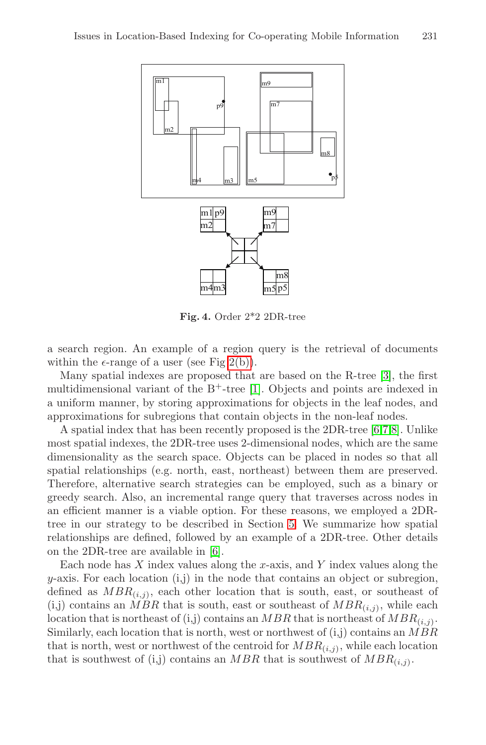**Fig. 4.** Order 2*2 2DR-tree

a search region. An example of a region query is the retrieval of documents within the $\epsilon$-range of a user (see Fig 2(b)).

Many spatial indexes are proposed that are based on the R-tree [3], the first multidimensional variant of the B$^+$-tree [1]. Objects and points are indexed in a uniform manner, by storing approximations for objects in the leaf nodes, and approximations for subregions that contain objects in the non-leaf nodes.

A spatial index that has been recently proposed is the 2DR-tree [6,7,8]. Unlike most spatial indexes, the 2DR-tree uses 2-dimensional nodes, which are the same dimensionality as the search space. Objects can be placed in nodes so that all spatial relationships (e.g. north, east, northeast) between them are preserved. Therefore, alternative search strategies can be employed, such as a binary or greedy search. Also, an incremental range query that traverses across nodes in an efficient manner is a viable option. For these reasons, we employed a 2DR-tree in our strategy to be described in Section 5. We summarize how spatial relationships are defined, followed by an example of a 2DR-tree. Other details on the 2DR-tree are available in [6].

Each node has $X$ index values along the $x$-axis, and $Y$ index values along the $y$-axis. For each location (i,j) in the node that contains an object or subregion, defined as $MBR_{(i,j)}$, each other location that is south, east, or southeast of (i,j) contains an $MBR$ that is south, east or southeast of $MBR_{(i,j)}$, while each location that is northeast of (i,j) contains an $MBR$ that is northeast of $MBR_{(i,j)}$. Similarly, each location that is north, west or northwest of (i,j) contains an $MBR$ that is north, west or northwest of the centroid for $MBR_{(i,j)}$, while each location that is southwest of (i,j) contains an $MBR$ that is southwest of $MBR_{(i,j)}$.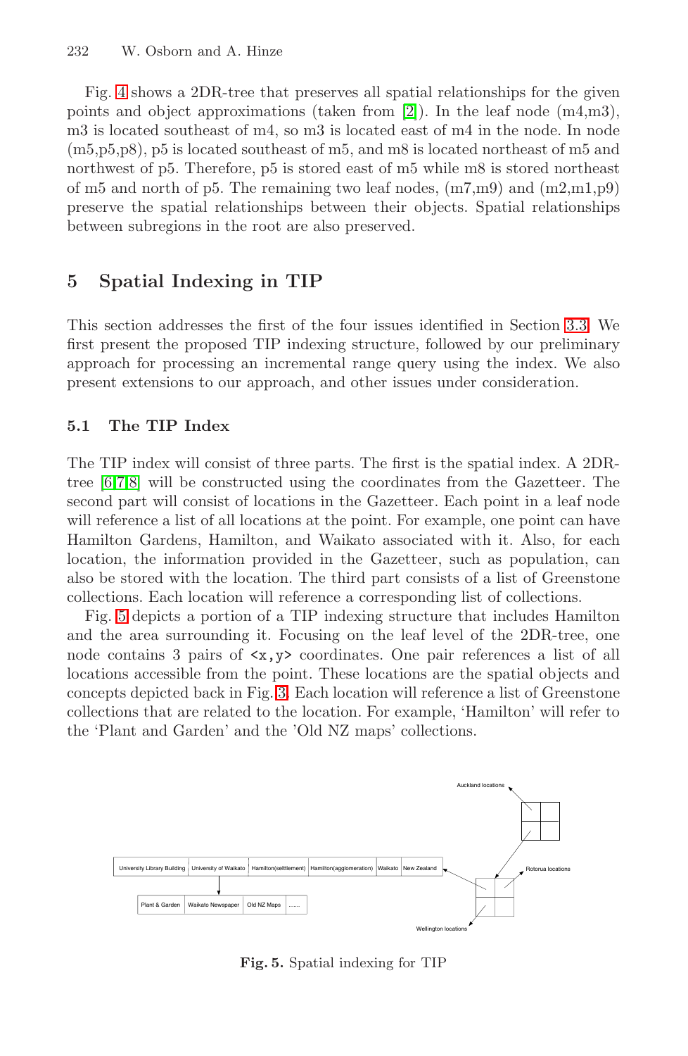Fig. 4 shows a 2DR-tree that preserves all spatial relationships for the given points and object approximations (taken from [2]). In the leaf node (m4,m3), m3 is located southeast of m4, so m3 is located east of m4 in the node. In node (m5,p5,p8), p5 is located southeast of m5, and m8 is located northeast of m5 and northwest of p5. Therefore, p5 is stored east of m5 while m8 is stored northeast of m5 and north of p5. The remaining two leaf nodes, (m7,m9) and (m2,m1,p9) preserve the spatial relationships between their objects. Spatial relationships between subregions in the root are also preserved.

## 5 Spatial Indexing in TIP

This section addresses the first of the four issues identified in Section 3.3. We first present the proposed TIP indexing structure, followed by our preliminary approach for processing an incremental range query using the index. We also present extensions to our approach, and other issues under consideration.

### 5.1 The TIP Index

The TIP index will consist of three parts. The first is the spatial index. A 2DR-tree [6,7,8] will be constructed using the coordinates from the Gazetteer. The second part will consist of locations in the Gazetteer. Each point in a leaf node will reference a list of all locations at the point. For example, one point can have Hamilton Gardens, Hamilton, and Waikato associated with it. Also, for each location, the information provided in the Gazetteer, such as population, can also be stored with the location. The third part consists of a list of Greenstone collections. Each location will reference a corresponding list of collections.

Fig. 5 depicts a portion of a TIP indexing structure that includes Hamilton and the area surrounding it. Focusing on the leaf level of the 2DR-tree, one node contains 3 pairs of `<x,y>` coordinates. One pair references a list of all locations accessible from the point. These locations are the spatial objects and concepts depicted back in Fig. 3. Each location will reference a list of Greenstone collections that are related to the location. For example, 'Hamilton' will refer to the 'Plant and Garden' and the 'Old NZ maps' collections.

| University Library Building | University of Waikato | Hamilton(selttlement) | Hamilton(agglomeration) | Waikato | New Zealand |
|---|---|---|---|---|---|

| Plant & Garden | Waikato Newspaper | Old NZ Maps | ....... |
|---|---|---|---|

Auckland locations

Rotorua locations

Wellington locations

**Fig. 5.** Spatial indexing for TIP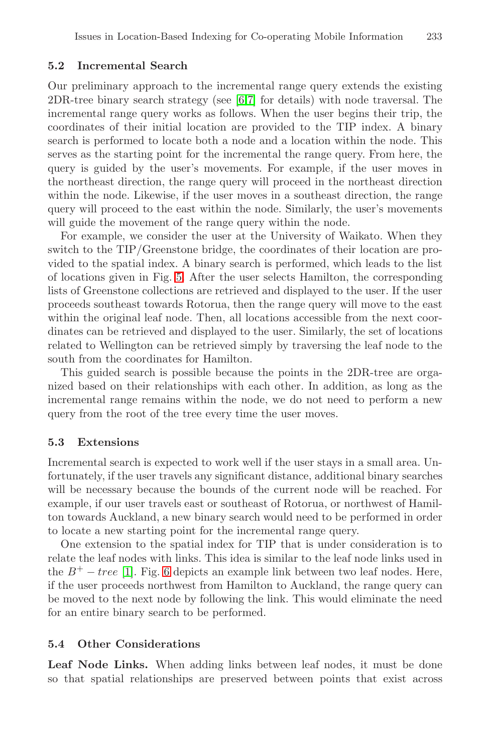### 5.2 Incremental Search

Our preliminary approach to the incremental range query extends the existing 2DR-tree binary search strategy (see [6,7] for details) with node traversal. The incremental range query works as follows. When the user begins their trip, the coordinates of their initial location are provided to the TIP index. A binary search is performed to locate both a node and a location within the node. This serves as the starting point for the incremental the range query. From here, the query is guided by the user's movements. For example, if the user moves in the northeast direction, the range query will proceed in the northeast direction within the node. Likewise, if the user moves in a southeast direction, the range query will proceed to the east within the node. Similarly, the user's movements will guide the movement of the range query within the node.

For example, we consider the user at the University of Waikato. When they switch to the TIP/Greenstone bridge, the coordinates of their location are provided to the spatial index. A binary search is performed, which leads to the list of locations given in Fig. 5. After the user selects Hamilton, the corresponding lists of Greenstone collections are retrieved and displayed to the user. If the user proceeds southeast towards Rotorua, then the range query will move to the east within the original leaf node. Then, all locations accessible from the next coordinates can be retrieved and displayed to the user. Similarly, the set of locations related to Wellington can be retrieved simply by traversing the leaf node to the south from the coordinates for Hamilton.

This guided search is possible because the points in the 2DR-tree are organized based on their relationships with each other. In addition, as long as the incremental range remains within the node, we do not need to perform a new query from the root of the tree every time the user moves.

### 5.3 Extensions

Incremental search is expected to work well if the user stays in a small area. Unfortunately, if the user travels any significant distance, additional binary searches will be necessary because the bounds of the current node will be reached. For example, if our user travels east or southeast of Rotorua, or northwest of Hamilton towards Auckland, a new binary search would need to be performed in order to locate a new starting point for the incremental range query.

One extension to the spatial index for TIP that is under consideration is to relate the leaf nodes with links. This idea is similar to the leaf node links used in the $B^+ - tree$ [1]. Fig. 6 depicts an example link between two leaf nodes. Here, if the user proceeds northwest from Hamilton to Auckland, the range query can be moved to the next node by following the link. This would eliminate the need for an entire binary search to be performed.

### 5.4 Other Considerations

**Leaf Node Links.** When adding links between leaf nodes, it must be done so that spatial relationships are preserved between points that exist across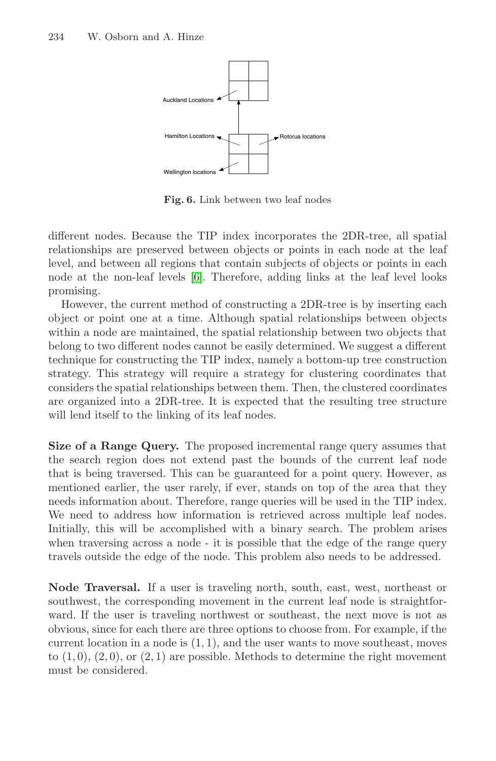Auckland Locations

Hamilton Locations

Rotorua locations

Wellington locations

**Fig. 6.** Link between two leaf nodes

different nodes. Because the TIP index incorporates the 2DR-tree, all spatial relationships are preserved between objects or points in each node at the leaf level, and between all regions that contain subjects of objects or points in each node at the non-leaf levels [6]. Therefore, adding links at the leaf level looks promising.

However, the current method of constructing a 2DR-tree is by inserting each object or point one at a time. Although spatial relationships between objects within a node are maintained, the spatial relationship between two objects that belong to two different nodes cannot be easily determined. We suggest a different technique for constructing the TIP index, namely a bottom-up tree construction strategy. This strategy will require a strategy for clustering coordinates that considers the spatial relationships between them. Then, the clustered coordinates are organized into a 2DR-tree. It is expected that the resulting tree structure will lend itself to the linking of its leaf nodes.

**Size of a Range Query.** The proposed incremental range query assumes that the search region does not extend past the bounds of the current leaf node that is being traversed. This can be guaranteed for a point query. However, as mentioned earlier, the user rarely, if ever, stands on top of the area that they needs information about. Therefore, range queries will be used in the TIP index. We need to address how information is retrieved across multiple leaf nodes. Initially, this will be accomplished with a binary search. The problem arises when traversing across a node - it is possible that the edge of the range query travels outside the edge of the node. This problem also needs to be addressed.

**Node Traversal.** If a user is traveling north, south, east, west, northeast or southwest, the corresponding movement in the current leaf node is straightforward. If the user is traveling northwest or southeast, the next move is not as obvious, since for each there are three options to choose from. For example, if the current location in a node is $(1, 1)$, and the user wants to move southeast, moves to $(1, 0)$, $(2, 0)$, or $(2, 1)$ are possible. Methods to determine the right movement must be considered.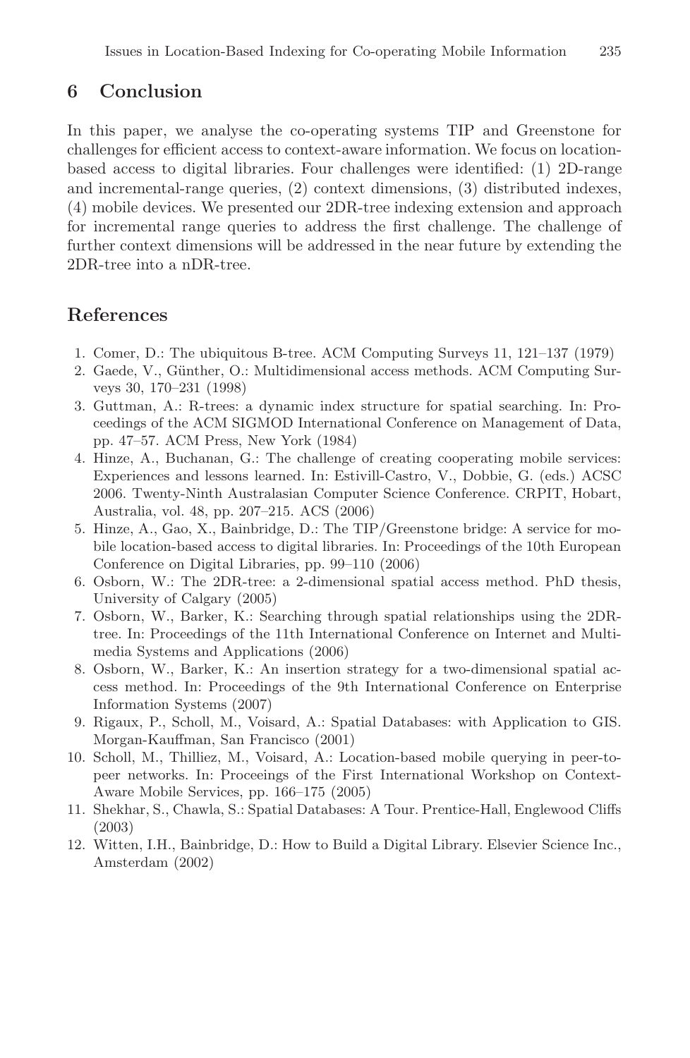## 6 Conclusion

In this paper, we analyse the co-operating systems TIP and Greenstone for challenges for efficient access to context-aware information. We focus on location-based access to digital libraries. Four challenges were identified: (1) 2D-range and incremental-range queries, (2) context dimensions, (3) distributed indexes, (4) mobile devices. We presented our 2DR-tree indexing extension and approach for incremental range queries to address the first challenge. The challenge of further context dimensions will be addressed in the near future by extending the 2DR-tree into a nDR-tree.

## References

1. Comer, D.: The ubiquitous B-tree. ACM Computing Surveys 11, 121–137 (1979)
2. Gaede, V., Günther, O.: Multidimensional access methods. ACM Computing Surveys 30, 170–231 (1998)
3. Guttman, A.: R-trees: a dynamic index structure for spatial searching. In: Proceedings of the ACM SIGMOD International Conference on Management of Data, pp. 47–57. ACM Press, New York (1984)
4. Hinze, A., Buchanan, G.: The challenge of creating cooperating mobile services: Experiences and lessons learned. In: Estivill-Castro, V., Dobbie, G. (eds.) ACSC 2006. Twenty-Ninth Australasian Computer Science Conference. CRPIT, Hobart, Australia, vol. 48, pp. 207–215. ACS (2006)
5. Hinze, A., Gao, X., Bainbridge, D.: The TIP/Greenstone bridge: A service for mobile location-based access to digital libraries. In: Proceedings of the 10th European Conference on Digital Libraries, pp. 99–110 (2006)
6. Osborn, W.: The 2DR-tree: a 2-dimensional spatial access method. PhD thesis, University of Calgary (2005)
7. Osborn, W., Barker, K.: Searching through spatial relationships using the 2DR-tree. In: Proceedings of the 11th International Conference on Internet and Multimedia Systems and Applications (2006)
8. Osborn, W., Barker, K.: An insertion strategy for a two-dimensional spatial access method. In: Proceedings of the 9th International Conference on Enterprise Information Systems (2007)
9. Rigaux, P., Scholl, M., Voisard, A.: Spatial Databases: with Application to GIS. Morgan-Kauffman, San Francisco (2001)
10. Scholl, M., Thilliez, M., Voisard, A.: Location-based mobile querying in peer-to-peer networks. In: Proceeings of the First International Workshop on Context-Aware Mobile Services, pp. 166–175 (2005)
11. Shekhar, S., Chawla, S.: Spatial Databases: A Tour. Prentice-Hall, Englewood Cliffs (2003)
12. Witten, I.H., Bainbridge, D.: How to Build a Digital Library. Elsevier Science Inc., Amsterdam (2002)